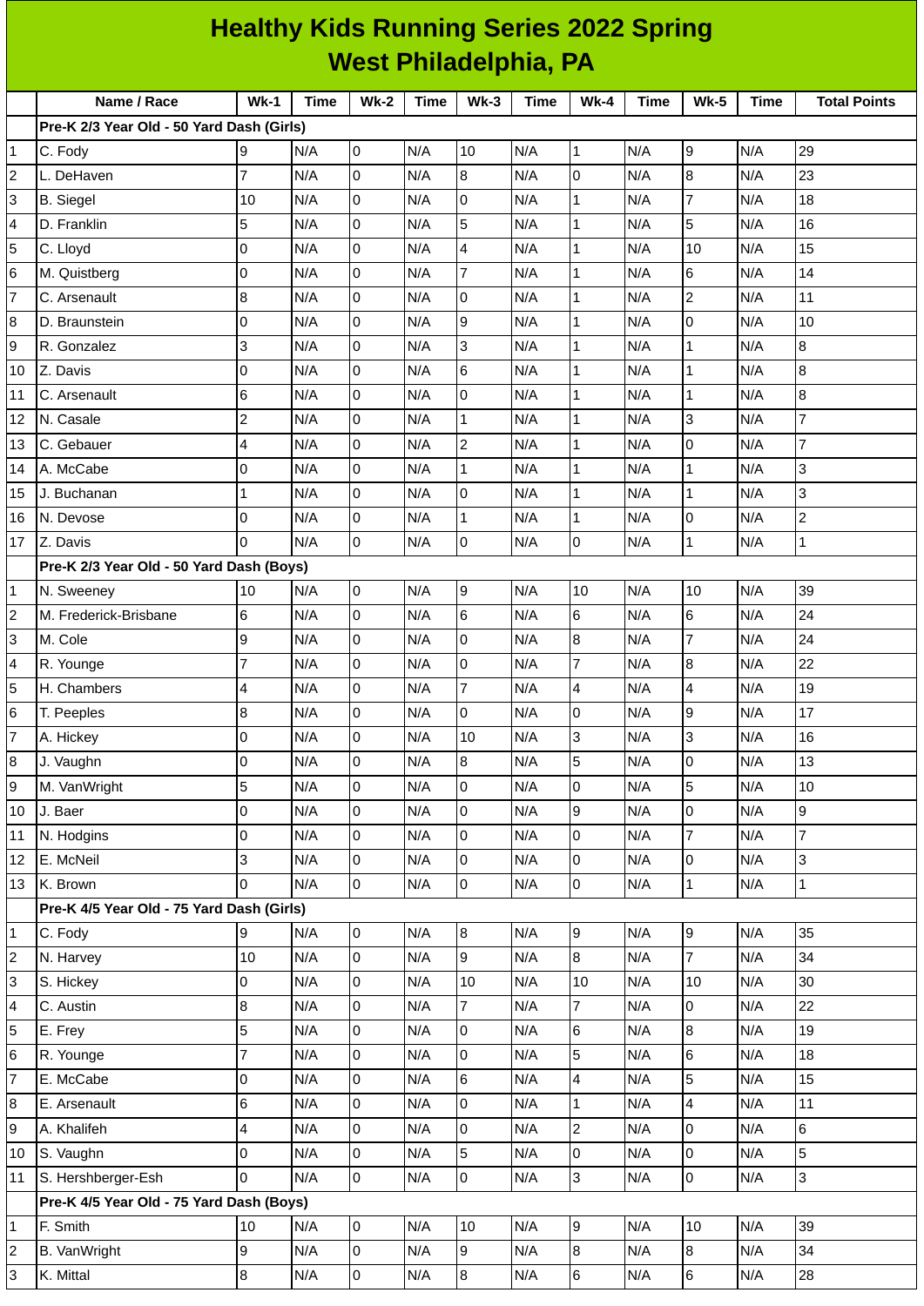# Healthy Kids Running Series 2022 Spring
## West Philadelphia, PA

| | Name / Race | Wk-1 | Time | Wk-2 | Time | Wk-3 | Time | Wk-4 | Time | Wk-5 | Time | Total Points |
|---|---|---|---|---|---|---|---|---|---|---|---|---|
| | **Pre-K 2/3 Year Old - 50 Yard Dash (Girls)** | | | | | | | | | | | |
| 1 | C. Fody | 9 | N/A | 0 | N/A | 10 | N/A | 1 | N/A | 9 | N/A | 29 |
| 2 | L. DeHaven | 7 | N/A | 0 | N/A | 8 | N/A | 0 | N/A | 8 | N/A | 23 |
| 3 | B. Siegel | 10 | N/A | 0 | N/A | 0 | N/A | 1 | N/A | 7 | N/A | 18 |
| 4 | D. Franklin | 5 | N/A | 0 | N/A | 5 | N/A | 1 | N/A | 5 | N/A | 16 |
| 5 | C. Lloyd | 0 | N/A | 0 | N/A | 4 | N/A | 1 | N/A | 10 | N/A | 15 |
| 6 | M. Quistberg | 0 | N/A | 0 | N/A | 7 | N/A | 1 | N/A | 6 | N/A | 14 |
| 7 | C. Arsenault | 8 | N/A | 0 | N/A | 0 | N/A | 1 | N/A | 2 | N/A | 11 |
| 8 | D. Braunstein | 0 | N/A | 0 | N/A | 9 | N/A | 1 | N/A | 0 | N/A | 10 |
| 9 | R. Gonzalez | 3 | N/A | 0 | N/A | 3 | N/A | 1 | N/A | 1 | N/A | 8 |
| 10 | Z. Davis | 0 | N/A | 0 | N/A | 6 | N/A | 1 | N/A | 1 | N/A | 8 |
| 11 | C. Arsenault | 6 | N/A | 0 | N/A | 0 | N/A | 1 | N/A | 1 | N/A | 8 |
| 12 | N. Casale | 2 | N/A | 0 | N/A | 1 | N/A | 1 | N/A | 3 | N/A | 7 |
| 13 | C. Gebauer | 4 | N/A | 0 | N/A | 2 | N/A | 1 | N/A | 0 | N/A | 7 |
| 14 | A. McCabe | 0 | N/A | 0 | N/A | 1 | N/A | 1 | N/A | 1 | N/A | 3 |
| 15 | J. Buchanan | 1 | N/A | 0 | N/A | 0 | N/A | 1 | N/A | 1 | N/A | 3 |
| 16 | N. Devose | 0 | N/A | 0 | N/A | 1 | N/A | 1 | N/A | 0 | N/A | 2 |
| 17 | Z. Davis | 0 | N/A | 0 | N/A | 0 | N/A | 0 | N/A | 1 | N/A | 1 |
| | **Pre-K 2/3 Year Old - 50 Yard Dash (Boys)** | | | | | | | | | | | |
| 1 | N. Sweeney | 10 | N/A | 0 | N/A | 9 | N/A | 10 | N/A | 10 | N/A | 39 |
| 2 | M. Frederick-Brisbane | 6 | N/A | 0 | N/A | 6 | N/A | 6 | N/A | 6 | N/A | 24 |
| 3 | M. Cole | 9 | N/A | 0 | N/A | 0 | N/A | 8 | N/A | 7 | N/A | 24 |
| 4 | R. Younge | 7 | N/A | 0 | N/A | 0 | N/A | 7 | N/A | 8 | N/A | 22 |
| 5 | H. Chambers | 4 | N/A | 0 | N/A | 7 | N/A | 4 | N/A | 4 | N/A | 19 |
| 6 | T. Peeples | 8 | N/A | 0 | N/A | 0 | N/A | 0 | N/A | 9 | N/A | 17 |
| 7 | A. Hickey | 0 | N/A | 0 | N/A | 10 | N/A | 3 | N/A | 3 | N/A | 16 |
| 8 | J. Vaughn | 0 | N/A | 0 | N/A | 8 | N/A | 5 | N/A | 0 | N/A | 13 |
| 9 | M. VanWright | 5 | N/A | 0 | N/A | 0 | N/A | 0 | N/A | 5 | N/A | 10 |
| 10 | J. Baer | 0 | N/A | 0 | N/A | 0 | N/A | 9 | N/A | 0 | N/A | 9 |
| 11 | N. Hodgins | 0 | N/A | 0 | N/A | 0 | N/A | 0 | N/A | 7 | N/A | 7 |
| 12 | E. McNeil | 3 | N/A | 0 | N/A | 0 | N/A | 0 | N/A | 0 | N/A | 3 |
| 13 | K. Brown | 0 | N/A | 0 | N/A | 0 | N/A | 0 | N/A | 1 | N/A | 1 |
| | **Pre-K 4/5 Year Old - 75 Yard Dash (Girls)** | | | | | | | | | | | |
| 1 | C. Fody | 9 | N/A | 0 | N/A | 8 | N/A | 9 | N/A | 9 | N/A | 35 |
| 2 | N. Harvey | 10 | N/A | 0 | N/A | 9 | N/A | 8 | N/A | 7 | N/A | 34 |
| 3 | S. Hickey | 0 | N/A | 0 | N/A | 10 | N/A | 10 | N/A | 10 | N/A | 30 |
| 4 | C. Austin | 8 | N/A | 0 | N/A | 7 | N/A | 7 | N/A | 0 | N/A | 22 |
| 5 | E. Frey | 5 | N/A | 0 | N/A | 0 | N/A | 6 | N/A | 8 | N/A | 19 |
| 6 | R. Younge | 7 | N/A | 0 | N/A | 0 | N/A | 5 | N/A | 6 | N/A | 18 |
| 7 | E. McCabe | 0 | N/A | 0 | N/A | 6 | N/A | 4 | N/A | 5 | N/A | 15 |
| 8 | E. Arsenault | 6 | N/A | 0 | N/A | 0 | N/A | 1 | N/A | 4 | N/A | 11 |
| 9 | A. Khalifeh | 4 | N/A | 0 | N/A | 0 | N/A | 2 | N/A | 0 | N/A | 6 |
| 10 | S. Vaughn | 0 | N/A | 0 | N/A | 5 | N/A | 0 | N/A | 0 | N/A | 5 |
| 11 | S. Hershberger-Esh | 0 | N/A | 0 | N/A | 0 | N/A | 3 | N/A | 0 | N/A | 3 |
| | **Pre-K 4/5 Year Old - 75 Yard Dash (Boys)** | | | | | | | | | | | |
| 1 | F. Smith | 10 | N/A | 0 | N/A | 10 | N/A | 9 | N/A | 10 | N/A | 39 |
| 2 | B. VanWright | 9 | N/A | 0 | N/A | 9 | N/A | 8 | N/A | 8 | N/A | 34 |
| 3 | K. Mittal | 8 | N/A | 0 | N/A | 8 | N/A | 6 | N/A | 6 | N/A | 28 |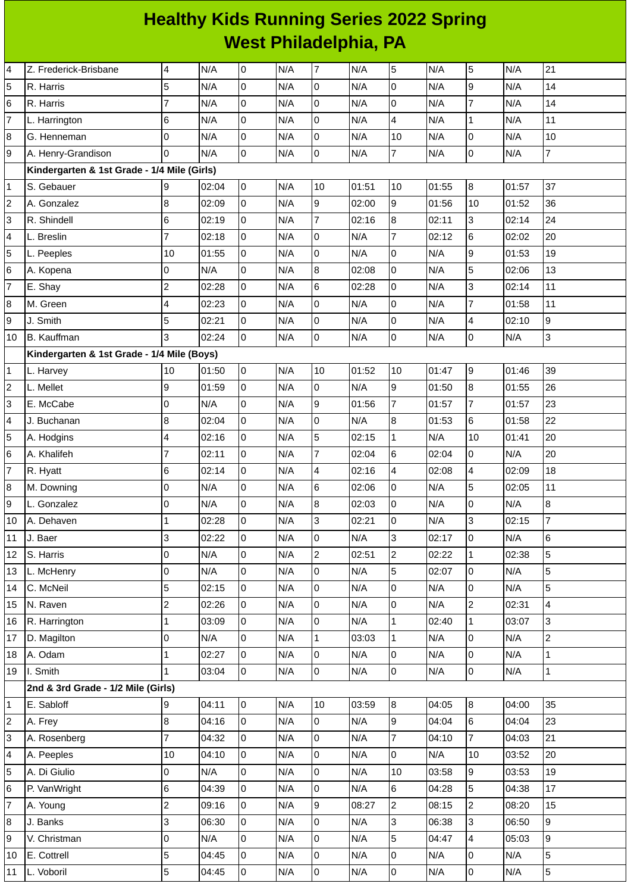# Healthy Kids Running Series 2022 Spring
## West Philadelphia, PA

| | | | | | | | | | | | | |
|---|---|---|---|---|---|---|---|---|---|---|---|---|
| 4 | Z. Frederick-Brisbane | 4 | N/A | 0 | N/A | 7 | N/A | 5 | N/A | 5 | N/A | 21 |
| 5 | R. Harris | 5 | N/A | 0 | N/A | 0 | N/A | 0 | N/A | 9 | N/A | 14 |
| 6 | R. Harris | 7 | N/A | 0 | N/A | 0 | N/A | 0 | N/A | 7 | N/A | 14 |
| 7 | L. Harrington | 6 | N/A | 0 | N/A | 0 | N/A | 4 | N/A | 1 | N/A | 11 |
| 8 | G. Henneman | 0 | N/A | 0 | N/A | 0 | N/A | 10 | N/A | 0 | N/A | 10 |
| 9 | A. Henry-Grandison | 0 | N/A | 0 | N/A | 0 | N/A | 7 | N/A | 0 | N/A | 7 |
| | **Kindergarten & 1st Grade - 1/4 Mile (Girls)** | | | | | | | | | | | |
| 1 | S. Gebauer | 9 | 02:04 | 0 | N/A | 10 | 01:51 | 10 | 01:55 | 8 | 01:57 | 37 |
| 2 | A. Gonzalez | 8 | 02:09 | 0 | N/A | 9 | 02:00 | 9 | 01:56 | 10 | 01:52 | 36 |
| 3 | R. Shindell | 6 | 02:19 | 0 | N/A | 7 | 02:16 | 8 | 02:11 | 3 | 02:14 | 24 |
| 4 | L. Breslin | 7 | 02:18 | 0 | N/A | 0 | N/A | 7 | 02:12 | 6 | 02:02 | 20 |
| 5 | L. Peeples | 10 | 01:55 | 0 | N/A | 0 | N/A | 0 | N/A | 9 | 01:53 | 19 |
| 6 | A. Kopena | 0 | N/A | 0 | N/A | 8 | 02:08 | 0 | N/A | 5 | 02:06 | 13 |
| 7 | E. Shay | 2 | 02:28 | 0 | N/A | 6 | 02:28 | 0 | N/A | 3 | 02:14 | 11 |
| 8 | M. Green | 4 | 02:23 | 0 | N/A | 0 | N/A | 0 | N/A | 7 | 01:58 | 11 |
| 9 | J. Smith | 5 | 02:21 | 0 | N/A | 0 | N/A | 0 | N/A | 4 | 02:10 | 9 |
| 10 | B. Kauffman | 3 | 02:24 | 0 | N/A | 0 | N/A | 0 | N/A | 0 | N/A | 3 |
| | **Kindergarten & 1st Grade - 1/4 Mile (Boys)** | | | | | | | | | | | |
| 1 | L. Harvey | 10 | 01:50 | 0 | N/A | 10 | 01:52 | 10 | 01:47 | 9 | 01:46 | 39 |
| 2 | L. Mellet | 9 | 01:59 | 0 | N/A | 0 | N/A | 9 | 01:50 | 8 | 01:55 | 26 |
| 3 | E. McCabe | 0 | N/A | 0 | N/A | 9 | 01:56 | 7 | 01:57 | 7 | 01:57 | 23 |
| 4 | J. Buchanan | 8 | 02:04 | 0 | N/A | 0 | N/A | 8 | 01:53 | 6 | 01:58 | 22 |
| 5 | A. Hodgins | 4 | 02:16 | 0 | N/A | 5 | 02:15 | 1 | N/A | 10 | 01:41 | 20 |
| 6 | A. Khalifeh | 7 | 02:11 | 0 | N/A | 7 | 02:04 | 6 | 02:04 | 0 | N/A | 20 |
| 7 | R. Hyatt | 6 | 02:14 | 0 | N/A | 4 | 02:16 | 4 | 02:08 | 4 | 02:09 | 18 |
| 8 | M. Downing | 0 | N/A | 0 | N/A | 6 | 02:06 | 0 | N/A | 5 | 02:05 | 11 |
| 9 | L. Gonzalez | 0 | N/A | 0 | N/A | 8 | 02:03 | 0 | N/A | 0 | N/A | 8 |
| 10 | A. Dehaven | 1 | 02:28 | 0 | N/A | 3 | 02:21 | 0 | N/A | 3 | 02:15 | 7 |
| 11 | J. Baer | 3 | 02:22 | 0 | N/A | 0 | N/A | 3 | 02:17 | 0 | N/A | 6 |
| 12 | S. Harris | 0 | N/A | 0 | N/A | 2 | 02:51 | 2 | 02:22 | 1 | 02:38 | 5 |
| 13 | L. McHenry | 0 | N/A | 0 | N/A | 0 | N/A | 5 | 02:07 | 0 | N/A | 5 |
| 14 | C. McNeil | 5 | 02:15 | 0 | N/A | 0 | N/A | 0 | N/A | 0 | N/A | 5 |
| 15 | N. Raven | 2 | 02:26 | 0 | N/A | 0 | N/A | 0 | N/A | 2 | 02:31 | 4 |
| 16 | R. Harrington | 1 | 03:09 | 0 | N/A | 0 | N/A | 1 | 02:40 | 1 | 03:07 | 3 |
| 17 | D. Magilton | 0 | N/A | 0 | N/A | 1 | 03:03 | 1 | N/A | 0 | N/A | 2 |
| 18 | A. Odam | 1 | 02:27 | 0 | N/A | 0 | N/A | 0 | N/A | 0 | N/A | 1 |
| 19 | I. Smith | 1 | 03:04 | 0 | N/A | 0 | N/A | 0 | N/A | 0 | N/A | 1 |
| | **2nd & 3rd Grade - 1/2 Mile (Girls)** | | | | | | | | | | | |
| 1 | E. Sabloff | 9 | 04:11 | 0 | N/A | 10 | 03:59 | 8 | 04:05 | 8 | 04:00 | 35 |
| 2 | A. Frey | 8 | 04:16 | 0 | N/A | 0 | N/A | 9 | 04:04 | 6 | 04:04 | 23 |
| 3 | A. Rosenberg | 7 | 04:32 | 0 | N/A | 0 | N/A | 7 | 04:10 | 7 | 04:03 | 21 |
| 4 | A. Peeples | 10 | 04:10 | 0 | N/A | 0 | N/A | 0 | N/A | 10 | 03:52 | 20 |
| 5 | A. Di Giulio | 0 | N/A | 0 | N/A | 0 | N/A | 10 | 03:58 | 9 | 03:53 | 19 |
| 6 | P. VanWright | 6 | 04:39 | 0 | N/A | 0 | N/A | 6 | 04:28 | 5 | 04:38 | 17 |
| 7 | A. Young | 2 | 09:16 | 0 | N/A | 9 | 08:27 | 2 | 08:15 | 2 | 08:20 | 15 |
| 8 | J. Banks | 3 | 06:30 | 0 | N/A | 0 | N/A | 3 | 06:38 | 3 | 06:50 | 9 |
| 9 | V. Christman | 0 | N/A | 0 | N/A | 0 | N/A | 5 | 04:47 | 4 | 05:03 | 9 |
| 10 | E. Cottrell | 5 | 04:45 | 0 | N/A | 0 | N/A | 0 | N/A | 0 | N/A | 5 |
| 11 | L. Voboril | 5 | 04:45 | 0 | N/A | 0 | N/A | 0 | N/A | 0 | N/A | 5 |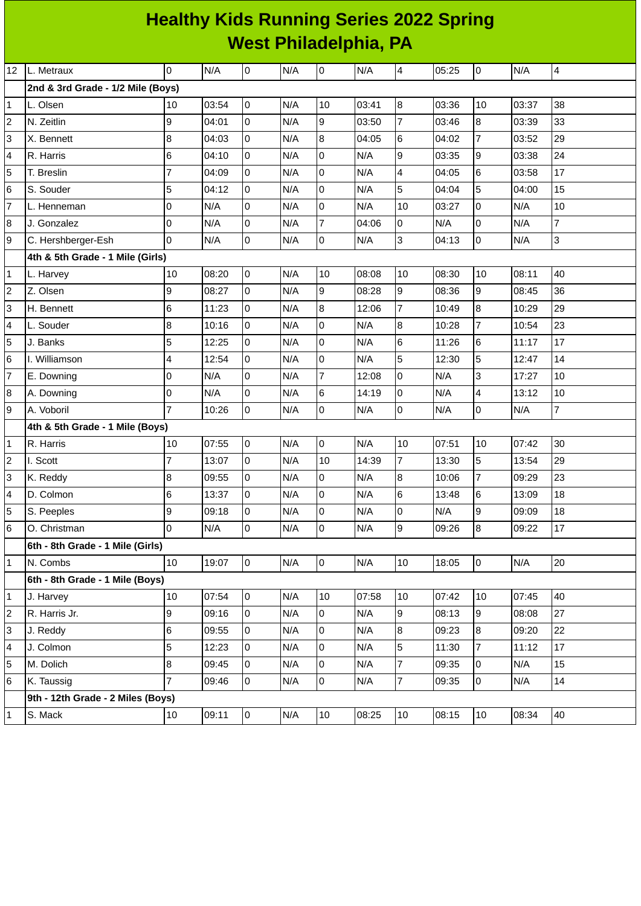# Healthy Kids Running Series 2022 Spring
## West Philadelphia, PA

| | | | | | | | | | | | | |
|---|---|---|---|---|---|---|---|---|---|---|---|---|
| 12 | L. Metraux | 0 | N/A | 0 | N/A | 0 | N/A | 4 | 05:25 | 0 | N/A | 4 |
| | **2nd & 3rd Grade - 1/2 Mile (Boys)** | | | | | | | | | | | |
| 1 | L. Olsen | 10 | 03:54 | 0 | N/A | 10 | 03:41 | 8 | 03:36 | 10 | 03:37 | 38 |
| 2 | N. Zeitlin | 9 | 04:01 | 0 | N/A | 9 | 03:50 | 7 | 03:46 | 8 | 03:39 | 33 |
| 3 | X. Bennett | 8 | 04:03 | 0 | N/A | 8 | 04:05 | 6 | 04:02 | 7 | 03:52 | 29 |
| 4 | R. Harris | 6 | 04:10 | 0 | N/A | 0 | N/A | 9 | 03:35 | 9 | 03:38 | 24 |
| 5 | T. Breslin | 7 | 04:09 | 0 | N/A | 0 | N/A | 4 | 04:05 | 6 | 03:58 | 17 |
| 6 | S. Souder | 5 | 04:12 | 0 | N/A | 0 | N/A | 5 | 04:04 | 5 | 04:00 | 15 |
| 7 | L. Henneman | 0 | N/A | 0 | N/A | 0 | N/A | 10 | 03:27 | 0 | N/A | 10 |
| 8 | J. Gonzalez | 0 | N/A | 0 | N/A | 7 | 04:06 | 0 | N/A | 0 | N/A | 7 |
| 9 | C. Hershberger-Esh | 0 | N/A | 0 | N/A | 0 | N/A | 3 | 04:13 | 0 | N/A | 3 |
| | **4th & 5th Grade - 1 Mile (Girls)** | | | | | | | | | | | |
| 1 | L. Harvey | 10 | 08:20 | 0 | N/A | 10 | 08:08 | 10 | 08:30 | 10 | 08:11 | 40 |
| 2 | Z. Olsen | 9 | 08:27 | 0 | N/A | 9 | 08:28 | 9 | 08:36 | 9 | 08:45 | 36 |
| 3 | H. Bennett | 6 | 11:23 | 0 | N/A | 8 | 12:06 | 7 | 10:49 | 8 | 10:29 | 29 |
| 4 | L. Souder | 8 | 10:16 | 0 | N/A | 0 | N/A | 8 | 10:28 | 7 | 10:54 | 23 |
| 5 | J. Banks | 5 | 12:25 | 0 | N/A | 0 | N/A | 6 | 11:26 | 6 | 11:17 | 17 |
| 6 | I. Williamson | 4 | 12:54 | 0 | N/A | 0 | N/A | 5 | 12:30 | 5 | 12:47 | 14 |
| 7 | E. Downing | 0 | N/A | 0 | N/A | 7 | 12:08 | 0 | N/A | 3 | 17:27 | 10 |
| 8 | A. Downing | 0 | N/A | 0 | N/A | 6 | 14:19 | 0 | N/A | 4 | 13:12 | 10 |
| 9 | A. Voboril | 7 | 10:26 | 0 | N/A | 0 | N/A | 0 | N/A | 0 | N/A | 7 |
| | **4th & 5th Grade - 1 Mile (Boys)** | | | | | | | | | | | |
| 1 | R. Harris | 10 | 07:55 | 0 | N/A | 0 | N/A | 10 | 07:51 | 10 | 07:42 | 30 |
| 2 | I. Scott | 7 | 13:07 | 0 | N/A | 10 | 14:39 | 7 | 13:30 | 5 | 13:54 | 29 |
| 3 | K. Reddy | 8 | 09:55 | 0 | N/A | 0 | N/A | 8 | 10:06 | 7 | 09:29 | 23 |
| 4 | D. Colmon | 6 | 13:37 | 0 | N/A | 0 | N/A | 6 | 13:48 | 6 | 13:09 | 18 |
| 5 | S. Peeples | 9 | 09:18 | 0 | N/A | 0 | N/A | 0 | N/A | 9 | 09:09 | 18 |
| 6 | O. Christman | 0 | N/A | 0 | N/A | 0 | N/A | 9 | 09:26 | 8 | 09:22 | 17 |
| | **6th - 8th Grade - 1 Mile (Girls)** | | | | | | | | | | | |
| 1 | N. Combs | 10 | 19:07 | 0 | N/A | 0 | N/A | 10 | 18:05 | 0 | N/A | 20 |
| | **6th - 8th Grade - 1 Mile (Boys)** | | | | | | | | | | | |
| 1 | J. Harvey | 10 | 07:54 | 0 | N/A | 10 | 07:58 | 10 | 07:42 | 10 | 07:45 | 40 |
| 2 | R. Harris Jr. | 9 | 09:16 | 0 | N/A | 0 | N/A | 9 | 08:13 | 9 | 08:08 | 27 |
| 3 | J. Reddy | 6 | 09:55 | 0 | N/A | 0 | N/A | 8 | 09:23 | 8 | 09:20 | 22 |
| 4 | J. Colmon | 5 | 12:23 | 0 | N/A | 0 | N/A | 5 | 11:30 | 7 | 11:12 | 17 |
| 5 | M. Dolich | 8 | 09:45 | 0 | N/A | 0 | N/A | 7 | 09:35 | 0 | N/A | 15 |
| 6 | K. Taussig | 7 | 09:46 | 0 | N/A | 0 | N/A | 7 | 09:35 | 0 | N/A | 14 |
| | **9th - 12th Grade - 2 Miles (Boys)** | | | | | | | | | | | |
| 1 | S. Mack | 10 | 09:11 | 0 | N/A | 10 | 08:25 | 10 | 08:15 | 10 | 08:34 | 40 |